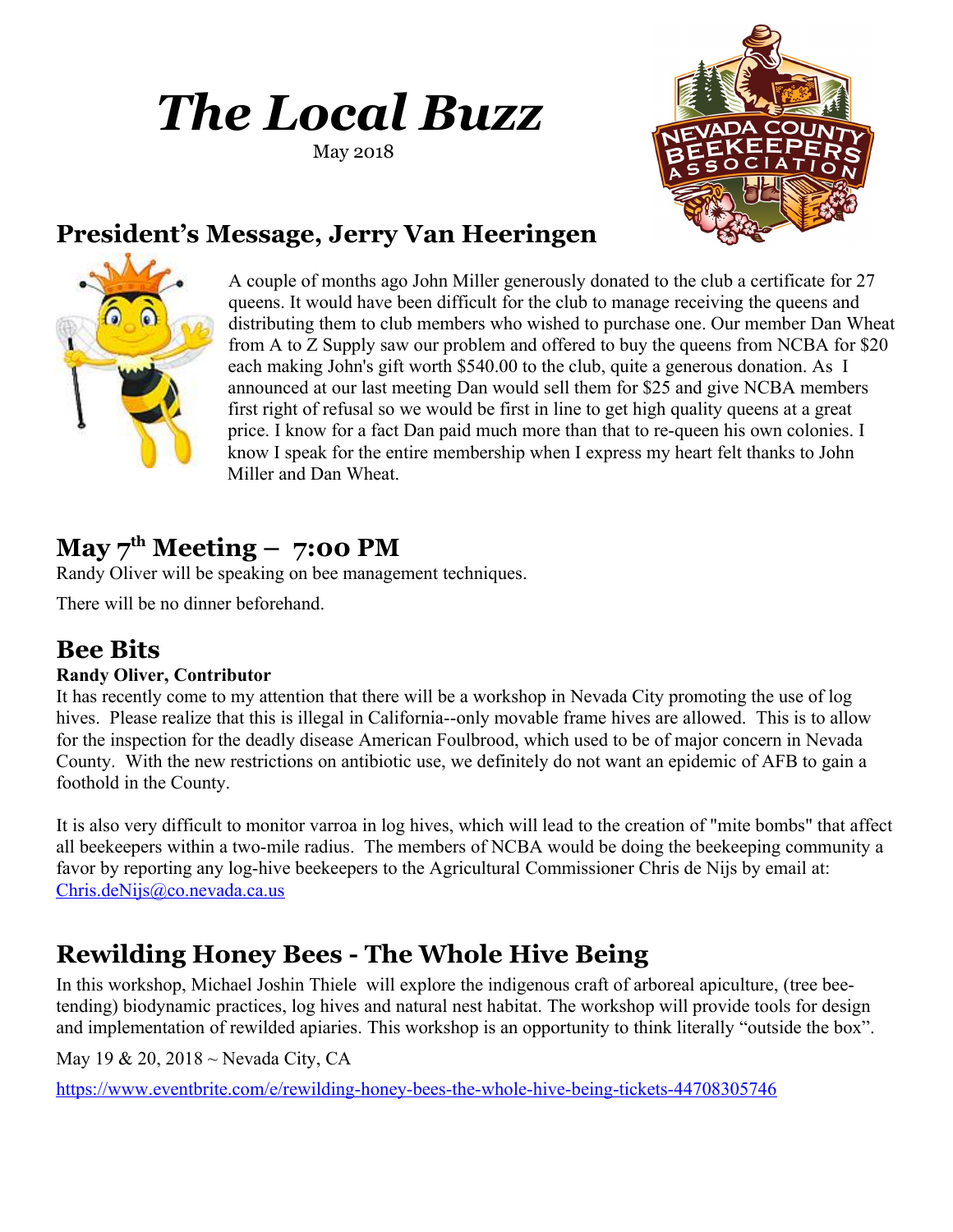# *The Local Buzz*

May 2018

## President's Message, Jerry Van Heeringen

A couple of months ago John Miller generously donated to the club a certificate for 27 queens. It would have been difficult for the club to manage receiving the queens and distributing them to club members who wished to purchase one. Our member Dan Wheat from A to Z Supply saw our problem and offered to buy the queens from NCBA for $20 each making John's gift worth $540.00 to the club, quite a generous donation. As I announced at our last meeting Dan would sell them for $25 and give NCBA members first right of refusal so we would be first in line to get high quality queens at a great price. I know for a fact Dan paid much more than that to re-queen his own colonies. I know I speak for the entire membership when I express my heart felt thanks to John Miller and Dan Wheat.

## May 7th Meeting – 7:00 PM

Randy Oliver will be speaking on bee management techniques.

There will be no dinner beforehand.

## Bee Bits

**Randy Oliver, Contributor**

It has recently come to my attention that there will be a workshop in Nevada City promoting the use of log hives. Please realize that this is illegal in California--only movable frame hives are allowed. This is to allow for the inspection for the deadly disease American Foulbrood, which used to be of major concern in Nevada County. With the new restrictions on antibiotic use, we definitely do not want an epidemic of AFB to gain a foothold in the County.

It is also very difficult to monitor varroa in log hives, which will lead to the creation of "mite bombs" that affect all beekeepers within a two-mile radius. The members of NCBA would be doing the beekeeping community a favor by reporting any log-hive beekeepers to the Agricultural Commissioner Chris de Nijs by email at: [Chris.deNijs@co.nevada.ca.us](mailto:Chris.deNijs@co.nevada.ca.us)

## Rewilding Honey Bees - The Whole Hive Being

In this workshop, Michael Joshin Thiele will explore the indigenous craft of arboreal apiculture, (tree bee-tending) biodynamic practices, log hives and natural nest habitat. The workshop will provide tools for design and implementation of rewilded apiaries. This workshop is an opportunity to think literally "outside the box".

May 19 & 20, 2018 ~ Nevada City, CA

https://www.eventbrite.com/e/rewilding-honey-bees-the-whole-hive-being-tickets-44708305746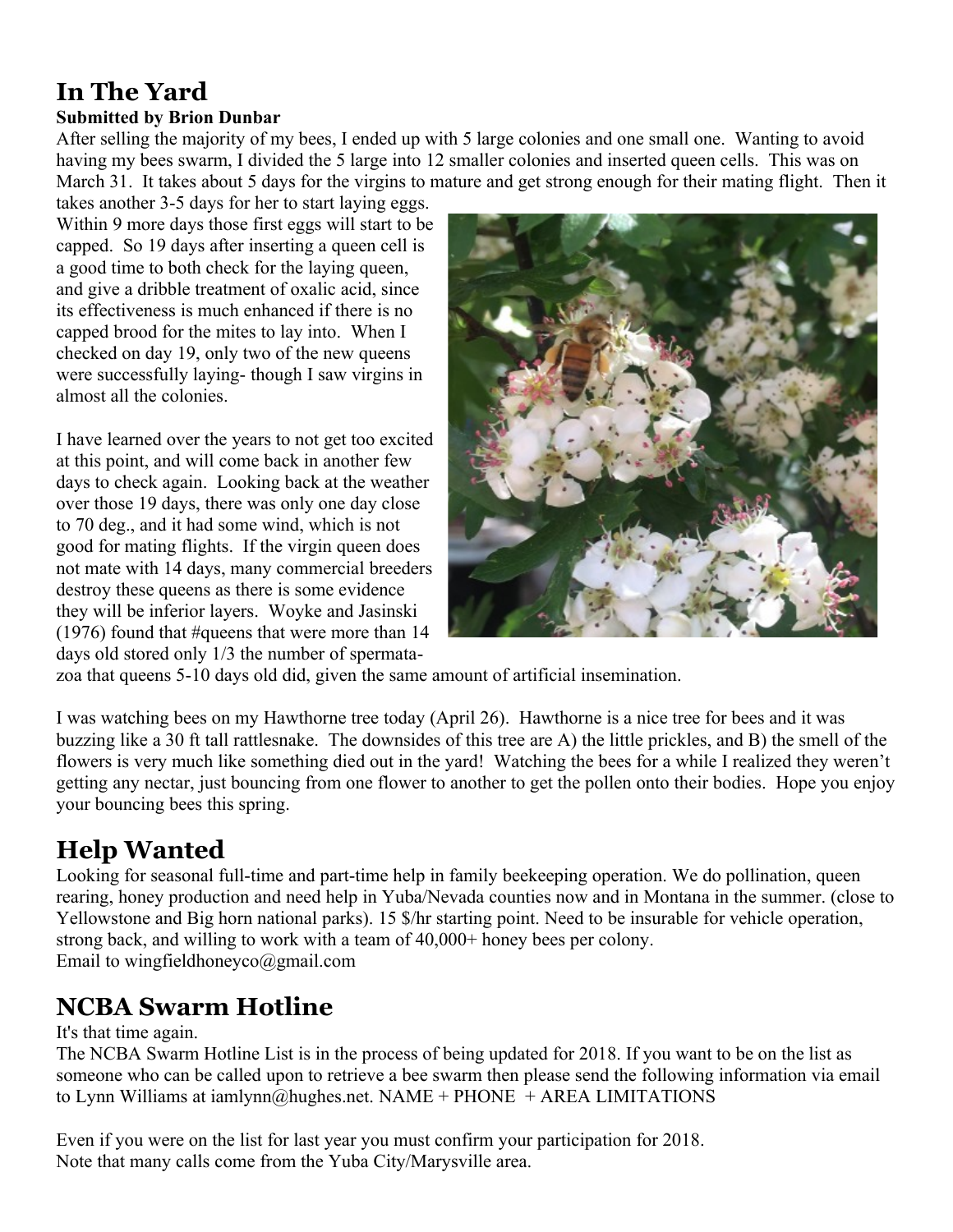## In The Yard

**Submitted by Brion Dunbar**

After selling the majority of my bees, I ended up with 5 large colonies and one small one. Wanting to avoid having my bees swarm, I divided the 5 large into 12 smaller colonies and inserted queen cells. This was on March 31. It takes about 5 days for the virgins to mature and get strong enough for their mating flight. Then it takes another 3-5 days for her to start laying eggs. Within 9 more days those first eggs will start to be capped. So 19 days after inserting a queen cell is a good time to both check for the laying queen, and give a dribble treatment of oxalic acid, since its effectiveness is much enhanced if there is no capped brood for the mites to lay into. When I checked on day 19, only two of the new queens were successfully laying- though I saw virgins in almost all the colonies.

I have learned over the years to not get too excited at this point, and will come back in another few days to check again. Looking back at the weather over those 19 days, there was only one day close to 70 deg., and it had some wind, which is not good for mating flights. If the virgin queen does not mate with 14 days, many commercial breeders destroy these queens as there is some evidence they will be inferior layers. Woyke and Jasinski (1976) found that #queens that were more than 14 days old stored only 1/3 the number of spermatazoa that queens 5-10 days old did, given the same amount of artificial insemination.

I was watching bees on my Hawthorne tree today (April 26). Hawthorne is a nice tree for bees and it was buzzing like a 30 ft tall rattlesnake. The downsides of this tree are A) the little prickles, and B) the smell of the flowers is very much like something died out in the yard! Watching the bees for a while I realized they weren't getting any nectar, just bouncing from one flower to another to get the pollen onto their bodies. Hope you enjoy your bouncing bees this spring.

## Help Wanted

Looking for seasonal full-time and part-time help in family beekeeping operation. We do pollination, queen rearing, honey production and need help in Yuba/Nevada counties now and in Montana in the summer. (close to Yellowstone and Big horn national parks). 15 $/hr starting point. Need to be insurable for vehicle operation, strong back, and willing to work with a team of 40,000+ honey bees per colony.
Email to wingfieldhoneyco@gmail.com

## NCBA Swarm Hotline

It's that time again.
The NCBA Swarm Hotline List is in the process of being updated for 2018. If you want to be on the list as someone who can be called upon to retrieve a bee swarm then please send the following information via email to Lynn Williams at iamlynn@hughes.net. NAME + PHONE + AREA LIMITATIONS

Even if you were on the list for last year you must confirm your participation for 2018.
Note that many calls come from the Yuba City/Marysville area.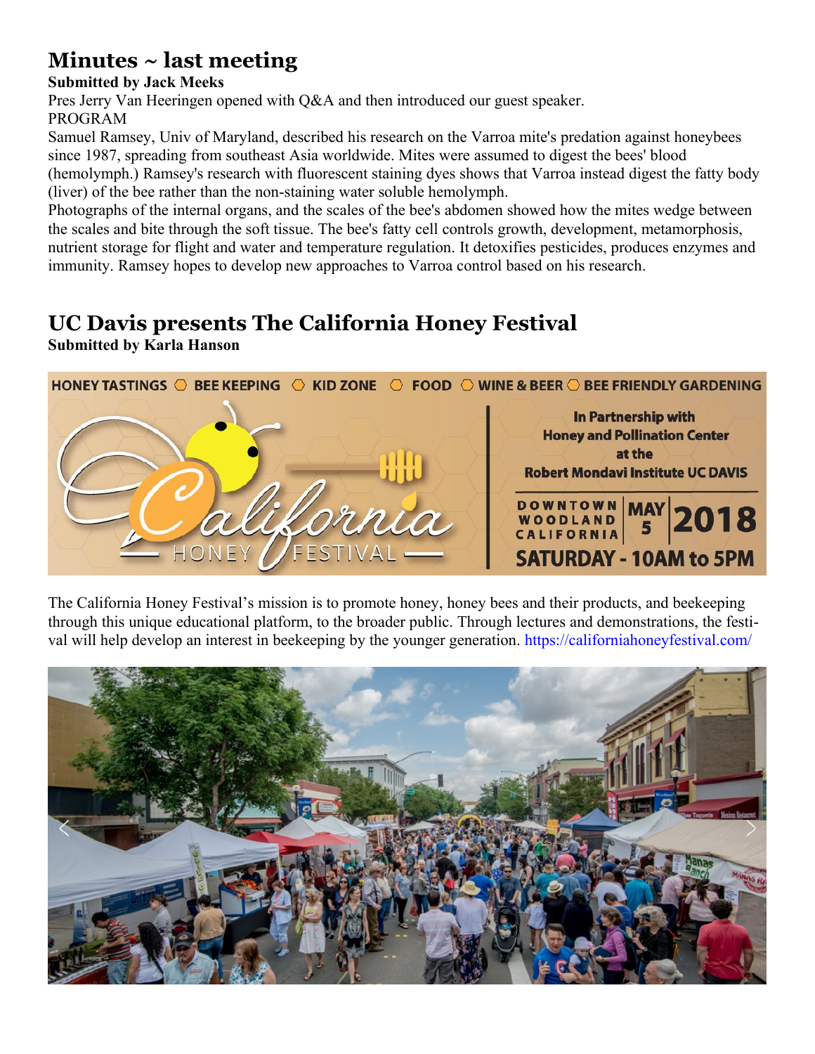# Minutes ~ last meeting

**Submitted by Jack Meeks**

Pres Jerry Van Heeringen opened with Q&A and then introduced our guest speaker.

PROGRAM

Samuel Ramsey, Univ of Maryland, described his research on the Varroa mite's predation against honeybees since 1987, spreading from southeast Asia worldwide. Mites were assumed to digest the bees' blood (hemolymph.) Ramsey's research with fluorescent staining dyes shows that Varroa instead digest the fatty body (liver) of the bee rather than the non-staining water soluble hemolymph.

Photographs of the internal organs, and the scales of the bee's abdomen showed how the mites wedge between the scales and bite through the soft tissue. The bee's fatty cell controls growth, development, metamorphosis, nutrient storage for flight and water and temperature regulation. It detoxifies pesticides, produces enzymes and immunity. Ramsey hopes to develop new approaches to Varroa control based on his research.

# UC Davis presents The California Honey Festival

**Submitted by Karla Hanson**

HONEY TASTINGS ○ BEE KEEPING ○ KID ZONE ○ FOOD ○ WINE & BEER ○ BEE FRIENDLY GARDENING

California HONEY FESTIVAL

In Partnership with Honey and Pollination Center at the Robert Mondavi Institute UC DAVIS

DOWNTOWN WOODLAND CALIFORNIA | MAY 5 | 2018

SATURDAY - 10AM to 5PM

The California Honey Festival's mission is to promote honey, honey bees and their products, and beekeeping through this unique educational platform, to the broader public. Through lectures and demonstrations, the festival will help develop an interest in beekeeping by the younger generation. https://californiahoneyfestival.com/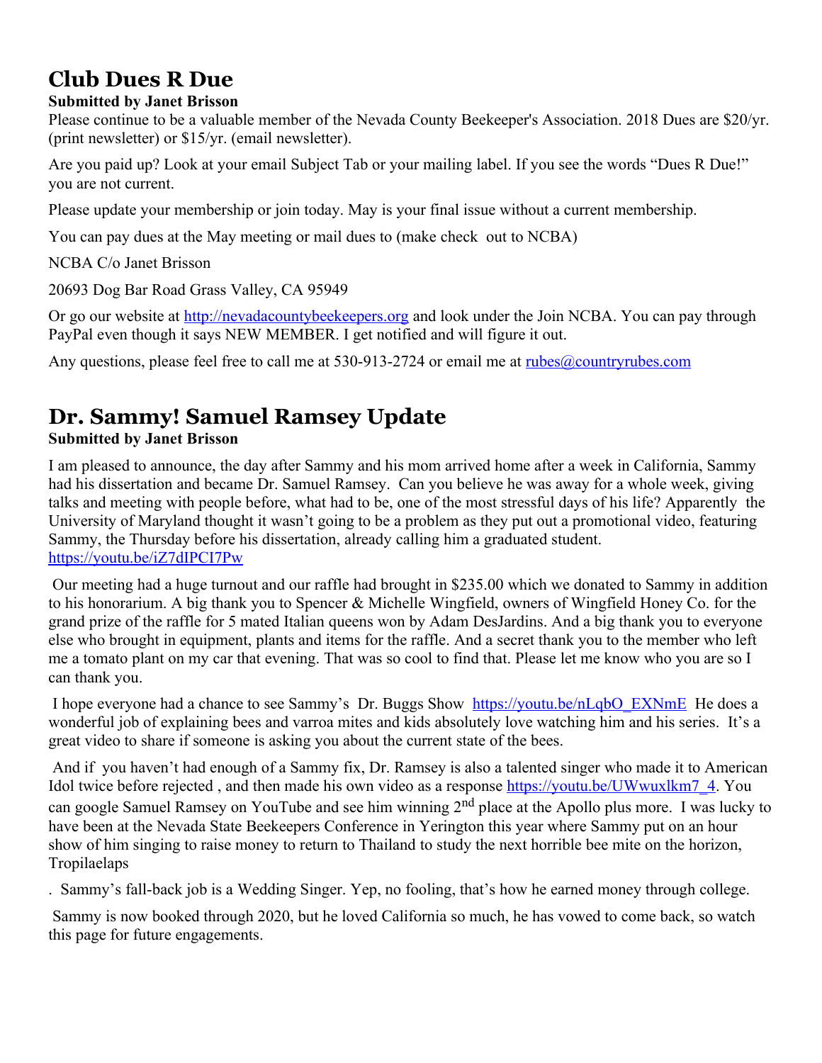# Club Dues R Due

**Submitted by Janet Brisson**

Please continue to be a valuable member of the Nevada County Beekeeper's Association. 2018 Dues are $20/yr. (print newsletter) or $15/yr. (email newsletter).

Are you paid up? Look at your email Subject Tab or your mailing label. If you see the words "Dues R Due!" you are not current.

Please update your membership or join today. May is your final issue without a current membership.

You can pay dues at the May meeting or mail dues to (make check out to NCBA)

NCBA C/o Janet Brisson

20693 Dog Bar Road Grass Valley, CA 95949

Or go our website at http://nevadacountybeekeepers.org and look under the Join NCBA. You can pay through PayPal even though it says NEW MEMBER. I get notified and will figure it out.

Any questions, please feel free to call me at 530-913-2724 or email me at rubes@countryrubes.com

# Dr. Sammy! Samuel Ramsey Update

**Submitted by Janet Brisson**

I am pleased to announce, the day after Sammy and his mom arrived home after a week in California, Sammy had his dissertation and became Dr. Samuel Ramsey. Can you believe he was away for a whole week, giving talks and meeting with people before, what had to be, one of the most stressful days of his life? Apparently the University of Maryland thought it wasn't going to be a problem as they put out a promotional video, featuring Sammy, the Thursday before his dissertation, already calling him a graduated student. https://youtu.be/iZ7dIPCI7Pw

Our meeting had a huge turnout and our raffle had brought in $235.00 which we donated to Sammy in addition to his honorarium. A big thank you to Spencer & Michelle Wingfield, owners of Wingfield Honey Co. for the grand prize of the raffle for 5 mated Italian queens won by Adam DesJardins. And a big thank you to everyone else who brought in equipment, plants and items for the raffle. And a secret thank you to the member who left me a tomato plant on my car that evening. That was so cool to find that. Please let me know who you are so I can thank you.

I hope everyone had a chance to see Sammy's Dr. Buggs Show https://youtu.be/nLqbO_EXNmE He does a wonderful job of explaining bees and varroa mites and kids absolutely love watching him and his series. It's a great video to share if someone is asking you about the current state of the bees.

And if you haven't had enough of a Sammy fix, Dr. Ramsey is also a talented singer who made it to American Idol twice before rejected , and then made his own video as a response https://youtu.be/UWwuxlkm7_4. You can google Samuel Ramsey on YouTube and see him winning 2nd place at the Apollo plus more. I was lucky to have been at the Nevada State Beekeepers Conference in Yerington this year where Sammy put on an hour show of him singing to raise money to return to Thailand to study the next horrible bee mite on the horizon, Tropilaelaps

. Sammy's fall-back job is a Wedding Singer. Yep, no fooling, that's how he earned money through college.

Sammy is now booked through 2020, but he loved California so much, he has vowed to come back, so watch this page for future engagements.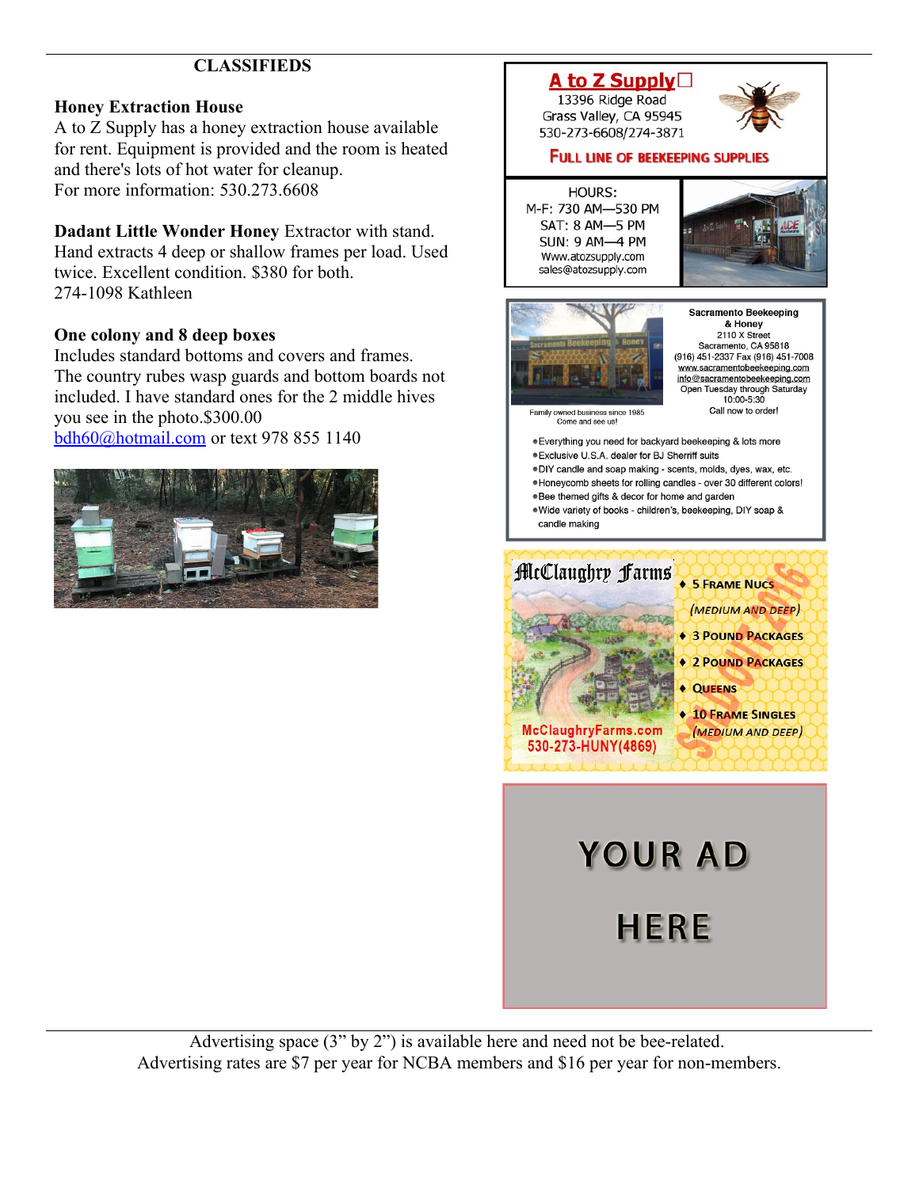## CLASSIFIEDS

**Honey Extraction House**
A to Z Supply has a honey extraction house available for rent. Equipment is provided and the room is heated and there's lots of hot water for cleanup.
For more information: 530.273.6608

**Dadant Little Wonder Honey** Extractor with stand. Hand extracts 4 deep or shallow frames per load. Used twice. Excellent condition. $380 for both.
274-1098 Kathleen

**One colony and 8 deep boxes**
Includes standard bottoms and covers and frames. The country rubes wasp guards and bottom boards not included. I have standard ones for the 2 middle hives you see in the photo.$300.00
bdh60@hotmail.com or text 978 855 1140

**A to Z Supply**
13396 Ridge Road
Grass Valley, CA 95945
530-273-6608/274-3871

FULL LINE OF BEEKEEPING SUPPLIES

HOURS:
M-F: 730 AM—530 PM
SAT: 8 AM—5 PM
SUN: 9 AM—4 PM
Www.atozsupply.com
sales@atozsupply.com

**Sacramento Beekeeping & Honey**
2110 X Street
Sacramento, CA 95818
(916) 451-2337 Fax (916) 451-7008
www.sacramentobeekeeping.com
info@sacramentobeekeeping.com
Open Tuesday through Saturday
10:00-5:30
Call now to order!

Family owned business since 1985
Come and see us!

- Everything you need for backyard beekeeping & lots more
- Exclusive U.S.A. dealer for BJ Sherriff suits
- DIY candle and soap making - scents, molds, dyes, wax, etc.
- Honeycomb sheets for rolling candles - over 30 different colors!
- Bee themed gifts & decor for home and garden
- Wide variety of books - children's, beekeeping, DIY soap & candle making

**McClaughry Farms**
McClaughryFarms.com
530-273-HUNY(4869)

- 5 Frame Nucs (Medium and Deep)
- 3 Pound Packages
- 2 Pound Packages
- Queens
- 10 Frame Singles (Medium and Deep)

YOUR AD HERE

Advertising space (3" by 2") is available here and need not be bee-related.
Advertising rates are $7 per year for NCBA members and $16 per year for non-members.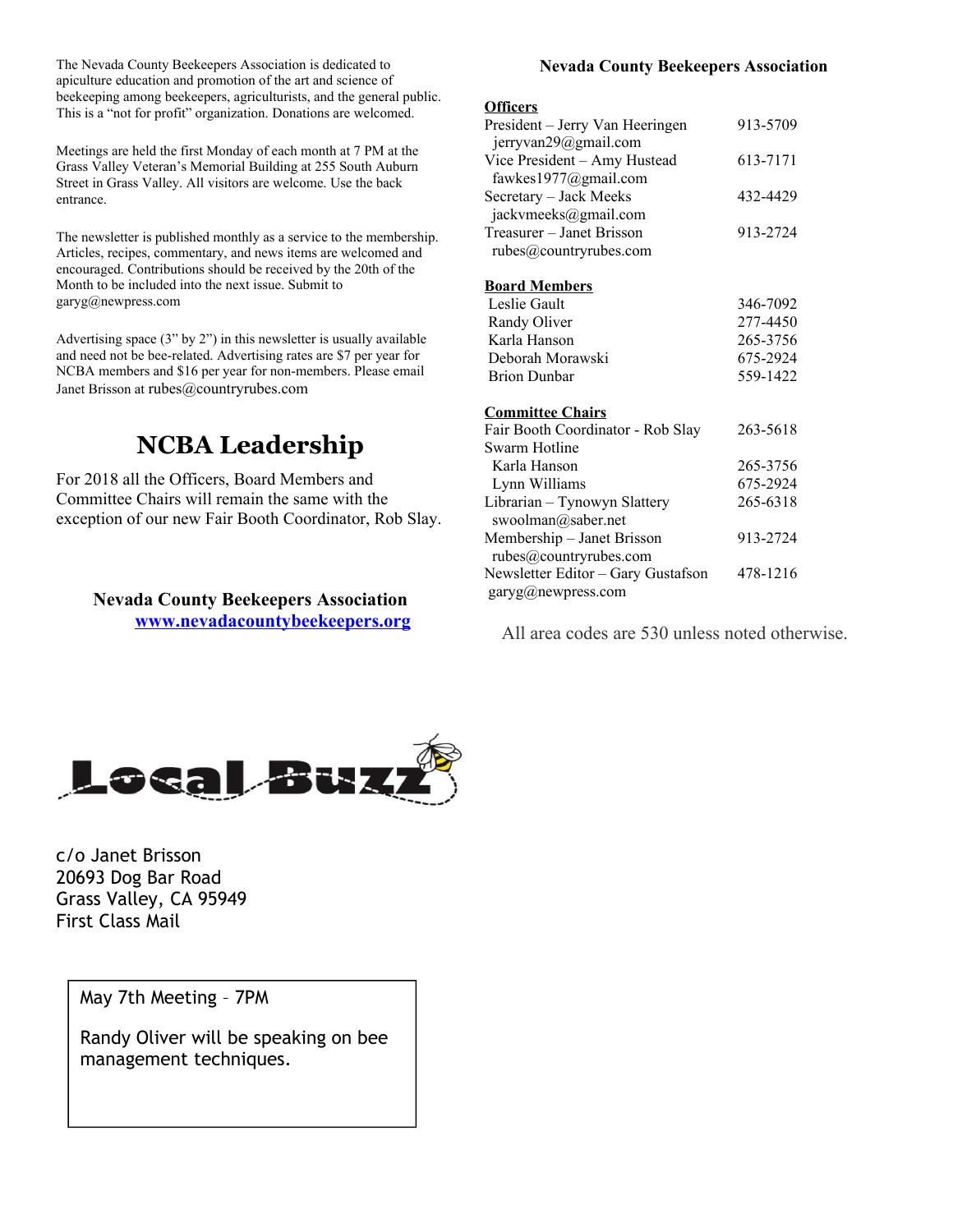The Nevada County Beekeepers Association is dedicated to apiculture education and promotion of the art and science of beekeeping among beekeepers, agriculturists, and the general public. This is a "not for profit" organization. Donations are welcomed.

Meetings are held the first Monday of each month at 7 PM at the Grass Valley Veteran's Memorial Building at 255 South Auburn Street in Grass Valley. All visitors are welcome. Use the back entrance.

The newsletter is published monthly as a service to the membership. Articles, recipes, commentary, and news items are welcomed and encouraged. Contributions should be received by the 20th of the Month to be included into the next issue. Submit to garyg@newpress.com

Advertising space (3" by 2") in this newsletter is usually available and need not be bee-related. Advertising rates are $7 per year for NCBA members and $16 per year for non-members. Please email Janet Brisson at rubes@countryrubes.com

# NCBA Leadership

For 2018 all the Officers, Board Members and Committee Chairs will remain the same with the exception of our new Fair Booth Coordinator, Rob Slay.

**Nevada County Beekeepers Association**
**www.nevadacountybeekeepers.org**

**Nevada County Beekeepers Association**

**Officers**

| | |
|---|---|
| President – Jerry Van Heeringen<br>jerryvan29@gmail.com | 913-5709 |
| Vice President – Amy Hustead<br>fawkes1977@gmail.com | 613-7171 |
| Secretary – Jack Meeks<br>jackvmeeks@gmail.com | 432-4429 |
| Treasurer – Janet Brisson<br>rubes@countryrubes.com | 913-2724 |

**Board Members**

| | |
|---|---|
| Leslie Gault | 346-7092 |
| Randy Oliver | 277-4450 |
| Karla Hanson | 265-3756 |
| Deborah Morawski | 675-2924 |
| Brion Dunbar | 559-1422 |

**Committee Chairs**

| | |
|---|---|
| Fair Booth Coordinator - Rob Slay | 263-5618 |
| Swarm Hotline | |
| Karla Hanson | 265-3756 |
| Lynn Williams | 675-2924 |
| Librarian – Tynowyn Slattery<br>swoolman@saber.net | 265-6318 |
| Membership – Janet Brisson<br>rubes@countryrubes.com | 913-2724 |
| Newsletter Editor – Gary Gustafson<br>garyg@newpress.com | 478-1216 |

All area codes are 530 unless noted otherwise.

Local Buzz

c/o Janet Brisson
20693 Dog Bar Road
Grass Valley, CA 95949
First Class Mail

May 7th Meeting – 7PM

Randy Oliver will be speaking on bee management techniques.